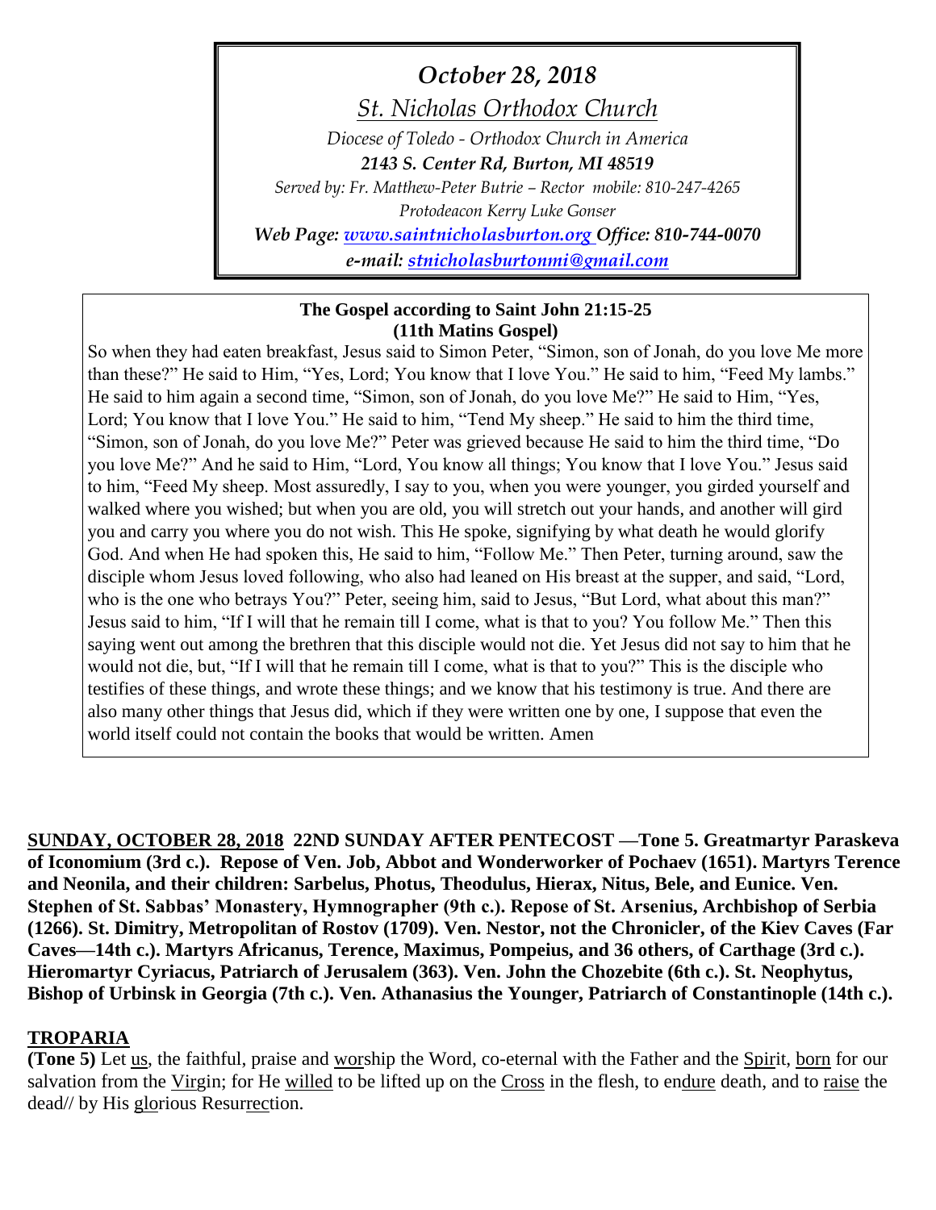*October 28, 2018*

*St. Nicholas Orthodox Church*

*Diocese of Toledo - Orthodox Church in America*

***2143 S. Center Rd, Burton, MI 48519***

*Served by: Fr. Matthew-Peter Butrie – Rector mobile: 810-247-4265*

*Protodeacon Kerry Luke Gonser*

***Web Page: www.saintnicholasburton.org Office: 810-744-0070***

***e-mail: stnicholasburtonmi@gmail.com***

**The Gospel according to Saint John 21:15-25**
**(11th Matins Gospel)**

So when they had eaten breakfast, Jesus said to Simon Peter, "Simon, son of Jonah, do you love Me more than these?" He said to Him, "Yes, Lord; You know that I love You." He said to him, "Feed My lambs." He said to him again a second time, "Simon, son of Jonah, do you love Me?" He said to Him, "Yes, Lord; You know that I love You." He said to him, "Tend My sheep." He said to him the third time, "Simon, son of Jonah, do you love Me?" Peter was grieved because He said to him the third time, "Do you love Me?" And he said to Him, "Lord, You know all things; You know that I love You." Jesus said to him, "Feed My sheep. Most assuredly, I say to you, when you were younger, you girded yourself and walked where you wished; but when you are old, you will stretch out your hands, and another will gird you and carry you where you do not wish. This He spoke, signifying by what death he would glorify God. And when He had spoken this, He said to him, "Follow Me." Then Peter, turning around, saw the disciple whom Jesus loved following, who also had leaned on His breast at the supper, and said, "Lord, who is the one who betrays You?" Peter, seeing him, said to Jesus, "But Lord, what about this man?" Jesus said to him, "If I will that he remain till I come, what is that to you? You follow Me." Then this saying went out among the brethren that this disciple would not die. Yet Jesus did not say to him that he would not die, but, "If I will that he remain till I come, what is that to you?" This is the disciple who testifies of these things, and wrote these things; and we know that his testimony is true. And there are also many other things that Jesus did, which if they were written one by one, I suppose that even the world itself could not contain the books that would be written. Amen

**SUNDAY, OCTOBER 28, 2018 22ND SUNDAY AFTER PENTECOST —Tone 5. Greatmartyr Paraskeva of Iconomium (3rd c.). Repose of Ven. Job, Abbot and Wonderworker of Pochaev (1651). Martyrs Terence and Neonila, and their children: Sarbelus, Photus, Theodulus, Hierax, Nitus, Bele, and Eunice. Ven. Stephen of St. Sabbas' Monastery, Hymnographer (9th c.). Repose of St. Arsenius, Archbishop of Serbia (1266). St. Dimitry, Metropolitan of Rostov (1709). Ven. Nestor, not the Chronicler, of the Kiev Caves (Far Caves—14th c.). Martyrs Africanus, Terence, Maximus, Pompeius, and 36 others, of Carthage (3rd c.). Hieromartyr Cyriacus, Patriarch of Jerusalem (363). Ven. John the Chozebite (6th c.). St. Neophytus, Bishop of Urbinsk in Georgia (7th c.). Ven. Athanasius the Younger, Patriarch of Constantinople (14th c.).**

## TROPARIA

**(Tone 5)** Let us, the faithful, praise and worship the Word, co-eternal with the Father and the Spirit, born for our salvation from the Virgin; for He willed to be lifted up on the Cross in the flesh, to endure death, and to raise the dead// by His glorious Resurrection.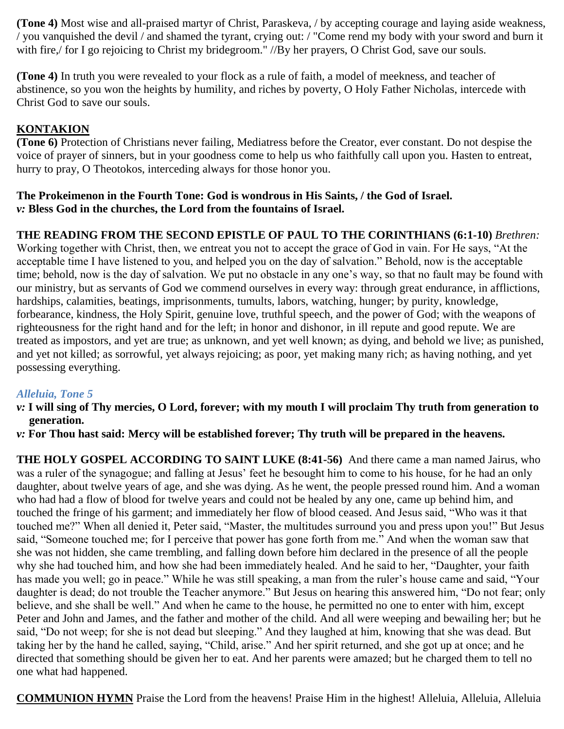**(Tone 4)** Most wise and all-praised martyr of Christ, Paraskeva, / by accepting courage and laying aside weakness, / you vanquished the devil / and shamed the tyrant, crying out: / "Come rend my body with your sword and burn it with fire,/ for I go rejoicing to Christ my bridegroom." //By her prayers, O Christ God, save our souls.

**(Tone 4)** In truth you were revealed to your flock as a rule of faith, a model of meekness, and teacher of abstinence, so you won the heights by humility, and riches by poverty, O Holy Father Nicholas, intercede with Christ God to save our souls.

**KONTAKION**

**(Tone 6)** Protection of Christians never failing, Mediatress before the Creator, ever constant. Do not despise the voice of prayer of sinners, but in your goodness come to help us who faithfully call upon you. Hasten to entreat, hurry to pray, O Theotokos, interceding always for those honor you.

**The Prokeimenon in the Fourth Tone: God is wondrous in His Saints, / the God of Israel.**
***v:*** **Bless God in the churches, the Lord from the fountains of Israel.**

**THE READING FROM THE SECOND EPISTLE OF PAUL TO THE CORINTHIANS (6:1-10)** *Brethren:* Working together with Christ, then, we entreat you not to accept the grace of God in vain. For He says, "At the acceptable time I have listened to you, and helped you on the day of salvation." Behold, now is the acceptable time; behold, now is the day of salvation. We put no obstacle in any one's way, so that no fault may be found with our ministry, but as servants of God we commend ourselves in every way: through great endurance, in afflictions, hardships, calamities, beatings, imprisonments, tumults, labors, watching, hunger; by purity, knowledge, forbearance, kindness, the Holy Spirit, genuine love, truthful speech, and the power of God; with the weapons of righteousness for the right hand and for the left; in honor and dishonor, in ill repute and good repute. We are treated as impostors, and yet are true; as unknown, and yet well known; as dying, and behold we live; as punished, and yet not killed; as sorrowful, yet always rejoicing; as poor, yet making many rich; as having nothing, and yet possessing everything.

### *Alleluia, Tone 5*

***v:*** **I will sing of Thy mercies, O Lord, forever; with my mouth I will proclaim Thy truth from generation to generation.**
***v:*** **For Thou hast said: Mercy will be established forever; Thy truth will be prepared in the heavens.**

**THE HOLY GOSPEL ACCORDING TO SAINT LUKE (8:41-56)** And there came a man named Jairus, who was a ruler of the synagogue; and falling at Jesus' feet he besought him to come to his house, for he had an only daughter, about twelve years of age, and she was dying. As he went, the people pressed round him. And a woman who had had a flow of blood for twelve years and could not be healed by any one, came up behind him, and touched the fringe of his garment; and immediately her flow of blood ceased. And Jesus said, "Who was it that touched me?" When all denied it, Peter said, "Master, the multitudes surround you and press upon you!" But Jesus said, "Someone touched me; for I perceive that power has gone forth from me." And when the woman saw that she was not hidden, she came trembling, and falling down before him declared in the presence of all the people why she had touched him, and how she had been immediately healed. And he said to her, "Daughter, your faith has made you well; go in peace." While he was still speaking, a man from the ruler's house came and said, "Your daughter is dead; do not trouble the Teacher anymore." But Jesus on hearing this answered him, "Do not fear; only believe, and she shall be well." And when he came to the house, he permitted no one to enter with him, except Peter and John and James, and the father and mother of the child. And all were weeping and bewailing her; but he said, "Do not weep; for she is not dead but sleeping." And they laughed at him, knowing that she was dead. But taking her by the hand he called, saying, "Child, arise." And her spirit returned, and she got up at once; and he directed that something should be given her to eat. And her parents were amazed; but he charged them to tell no one what had happened.

**COMMUNION HYMN** Praise the Lord from the heavens! Praise Him in the highest! Alleluia, Alleluia, Alleluia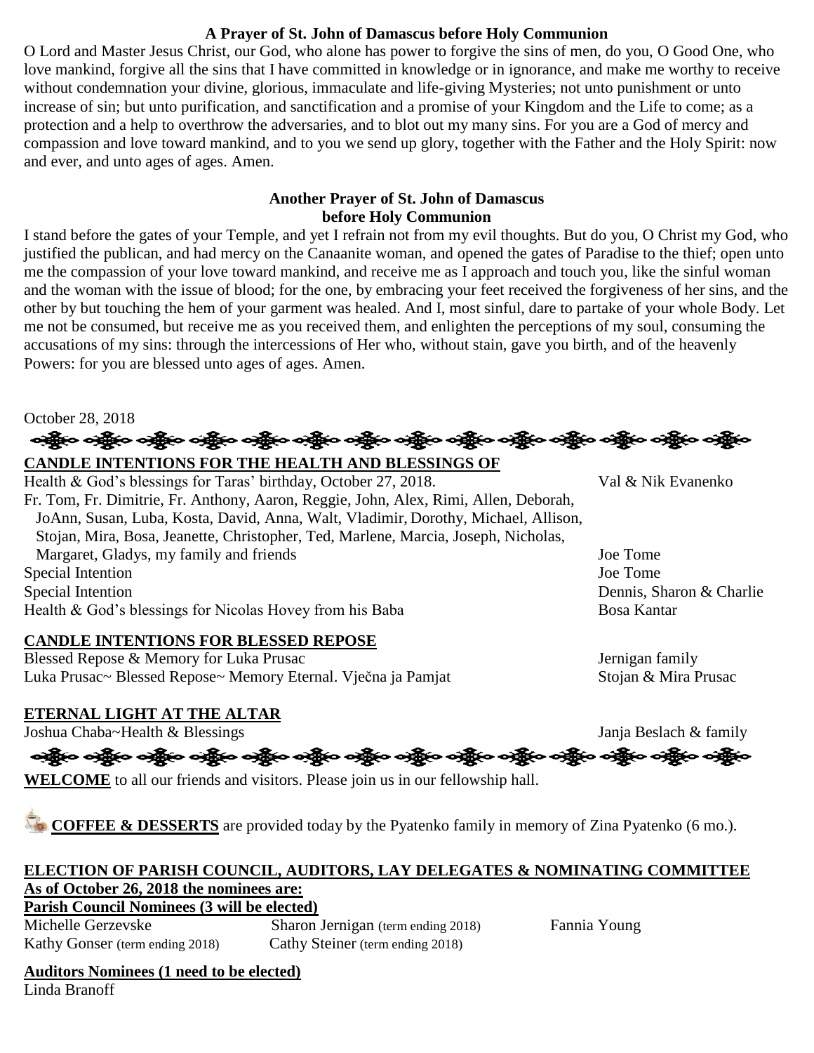### A Prayer of St. John of Damascus before Holy Communion

O Lord and Master Jesus Christ, our God, who alone has power to forgive the sins of men, do you, O Good One, who love mankind, forgive all the sins that I have committed in knowledge or in ignorance, and make me worthy to receive without condemnation your divine, glorious, immaculate and life-giving Mysteries; not unto punishment or unto increase of sin; but unto purification, and sanctification and a promise of your Kingdom and the Life to come; as a protection and a help to overthrow the adversaries, and to blot out my many sins. For you are a God of mercy and compassion and love toward mankind, and to you we send up glory, together with the Father and the Holy Spirit: now and ever, and unto ages of ages. Amen.

### Another Prayer of St. John of Damascus before Holy Communion

I stand before the gates of your Temple, and yet I refrain not from my evil thoughts. But do you, O Christ my God, who justified the publican, and had mercy on the Canaanite woman, and opened the gates of Paradise to the thief; open unto me the compassion of your love toward mankind, and receive me as I approach and touch you, like the sinful woman and the woman with the issue of blood; for the one, by embracing your feet received the forgiveness of her sins, and the other by but touching the hem of your garment was healed. And I, most sinful, dare to partake of your whole Body. Let me not be consumed, but receive me as you received them, and enlighten the perceptions of my soul, consuming the accusations of my sins: through the intercessions of Her who, without stain, gave you birth, and of the heavenly Powers: for you are blessed unto ages of ages. Amen.

October 28, 2018

**CANDLE INTENTIONS FOR THE HEALTH AND BLESSINGS OF**

| | |
|---|---|
| Health & God's blessings for Taras' birthday, October 27, 2018. | Val & Nik Evanenko |
| Fr. Tom, Fr. Dimitrie, Fr. Anthony, Aaron, Reggie, John, Alex, Rimi, Allen, Deborah, JoAnn, Susan, Luba, Kosta, David, Anna, Walt, Vladimir, Dorothy, Michael, Allison, Stojan, Mira, Bosa, Jeanette, Christopher, Ted, Marlene, Marcia, Joseph, Nicholas, Margaret, Gladys, my family and friends | Joe Tome |
| Special Intention | Joe Tome |
| Special Intention | Dennis, Sharon & Charlie |
| Health & God's blessings for Nicolas Hovey from his Baba | Bosa Kantar |

**CANDLE INTENTIONS FOR BLESSED REPOSE**

| | |
|---|---|
| Blessed Repose & Memory for Luka Prusac | Jernigan family |
| Luka Prusac~ Blessed Repose~ Memory Eternal. Vječna ja Pamjat | Stojan & Mira Prusac |

**ETERNAL LIGHT AT THE ALTAR**

| | |
|---|---|
| Joshua Chaba~Health & Blessings | Janja Beslach & family |

**WELCOME** to all our friends and visitors. Please join us in our fellowship hall.

**COFFEE & DESSERTS** are provided today by the Pyatenko family in memory of Zina Pyatenko (6 mo.).

**ELECTION OF PARISH COUNCIL, AUDITORS, LAY DELEGATES & NOMINATING COMMITTEE**

**As of October 26, 2018 the nominees are:**

**Parish Council Nominees (3 will be elected)**

| | | |
|---|---|---|
| Michelle Gerzevske | Sharon Jernigan (term ending 2018) | Fannia Young |
| Kathy Gonser (term ending 2018) | Cathy Steiner (term ending 2018) | |

**Auditors Nominees (1 need to be elected)**

Linda Branoff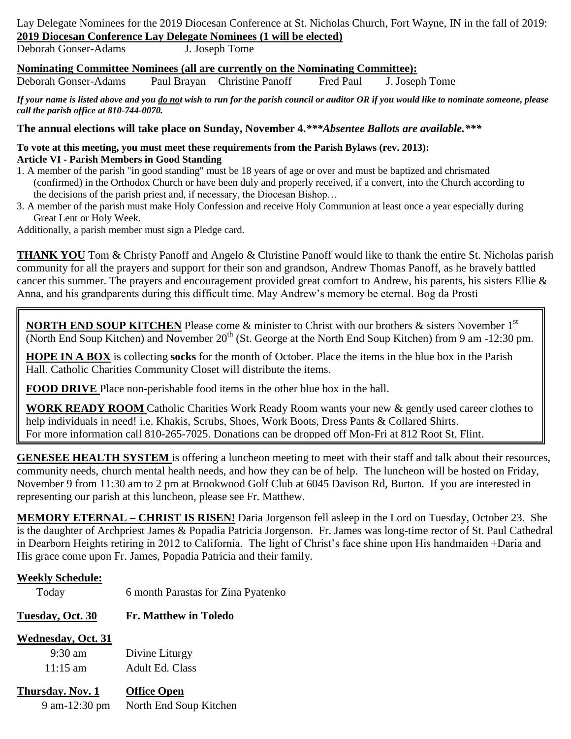Lay Delegate Nominees for the 2019 Diocesan Conference at St. Nicholas Church, Fort Wayne, IN in the fall of 2019:

**2019 Diocesan Conference Lay Delegate Nominees (1 will be elected)**

Deborah Gonser-Adams J. Joseph Tome

**Nominating Committee Nominees (all are currently on the Nominating Committee):**

Deborah Gonser-Adams Paul Brayan Christine Panoff Fred Paul J. Joseph Tome

***If your name is listed above and you do not wish to run for the parish council or auditor OR if you would like to nominate someone, please call the parish office at 810-744-0070.***

**The annual elections will take place on Sunday, November 4.*****Absentee Ballots are available.*****

**To vote at this meeting, you must meet these requirements from the Parish Bylaws (rev. 2013):**
**Article VI - Parish Members in Good Standing**

1. A member of the parish "in good standing" must be 18 years of age or over and must be baptized and chrismated (confirmed) in the Orthodox Church or have been duly and properly received, if a convert, into the Church according to the decisions of the parish priest and, if necessary, the Diocesan Bishop…
3. A member of the parish must make Holy Confession and receive Holy Communion at least once a year especially during Great Lent or Holy Week.

Additionally, a parish member must sign a Pledge card.

**THANK YOU** Tom & Christy Panoff and Angelo & Christine Panoff would like to thank the entire St. Nicholas parish community for all the prayers and support for their son and grandson, Andrew Thomas Panoff, as he bravely battled cancer this summer. The prayers and encouragement provided great comfort to Andrew, his parents, his sisters Ellie & Anna, and his grandparents during this difficult time. May Andrew's memory be eternal. Bog da Prosti

**NORTH END SOUP KITCHEN** Please come & minister to Christ with our brothers & sisters November 1st (North End Soup Kitchen) and November 20th (St. George at the North End Soup Kitchen) from 9 am -12:30 pm.

**HOPE IN A BOX** is collecting **socks** for the month of October. Place the items in the blue box in the Parish Hall. Catholic Charities Community Closet will distribute the items.

**FOOD DRIVE** Place non-perishable food items in the other blue box in the hall.

**WORK READY ROOM** Catholic Charities Work Ready Room wants your new & gently used career clothes to help individuals in need! i.e. Khakis, Scrubs, Shoes, Work Boots, Dress Pants & Collared Shirts. For more information call 810-265-7025. Donations can be dropped off Mon-Fri at 812 Root St, Flint.

**GENESEE HEALTH SYSTEM** is offering a luncheon meeting to meet with their staff and talk about their resources, community needs, church mental health needs, and how they can be of help. The luncheon will be hosted on Friday, November 9 from 11:30 am to 2 pm at Brookwood Golf Club at 6045 Davison Rd, Burton. If you are interested in representing our parish at this luncheon, please see Fr. Matthew.

**MEMORY ETERNAL – CHRIST IS RISEN!** Daria Jorgenson fell asleep in the Lord on Tuesday, October 23. She is the daughter of Archpriest James & Popadia Patricia Jorgenson. Fr. James was long-time rector of St. Paul Cathedral in Dearborn Heights retiring in 2012 to California. The light of Christ's face shine upon His handmaiden +Daria and His grace come upon Fr. James, Popadia Patricia and their family.

**Weekly Schedule:**

Today 6 month Parastas for Zina Pyatenko

**Tuesday, Oct. 30** **Fr. Matthew in Toledo**

**Wednesday, Oct. 31**

9:30 am Divine Liturgy

11:15 am Adult Ed. Class

**Thursday. Nov. 1** **Office Open**

9 am-12:30 pm North End Soup Kitchen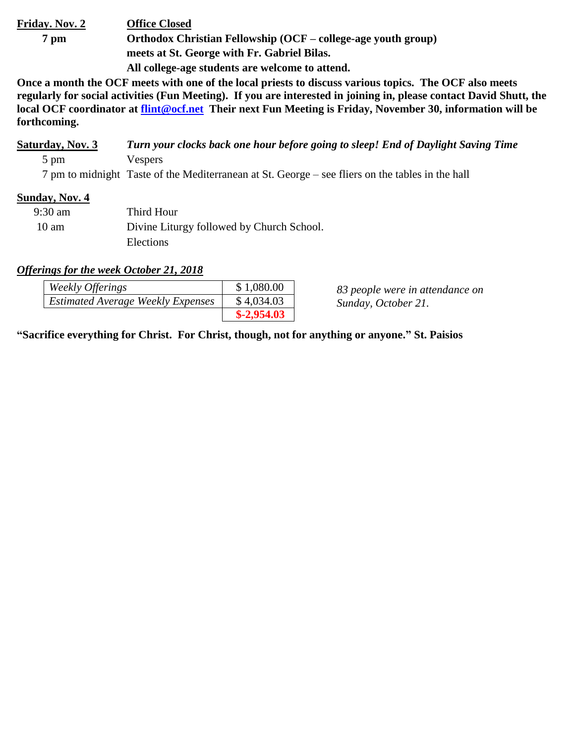**<u>Friday. Nov. 2</u>** **<u>Office Closed</u>**

**7 pm** **Orthodox Christian Fellowship (OCF – college-age youth group) meets at St. George with Fr. Gabriel Bilas. All college-age students are welcome to attend.**

**Once a month the OCF meets with one of the local priests to discuss various topics. The OCF also meets regularly for social activities (Fun Meeting). If you are interested in joining in, please contact David Shutt, the local OCF coordinator at [flint@ocf.net](mailto:flint@ocf.net) Their next Fun Meeting is Friday, November 30, information will be forthcoming.**

**<u>Saturday, Nov. 3</u>** ***Turn your clocks back one hour before going to sleep! End of Daylight Saving Time***

5 pm Vespers

7 pm to midnight Taste of the Mediterranean at St. George – see fliers on the tables in the hall

**<u>Sunday, Nov. 4</u>**

9:30 am Third Hour

10 am Divine Liturgy followed by Church School.

Elections

***<u>Offerings for the week October 21, 2018</u>***

| | |
|---|---|
| *Weekly Offerings* | $ 1,080.00 |
| *Estimated Average Weekly Expenses* | $ 4,034.03 |
| | **$-2,954.03** |

*83 people were in attendance on Sunday, October 21.*

**"Sacrifice everything for Christ. For Christ, though, not for anything or anyone." St. Paisios**